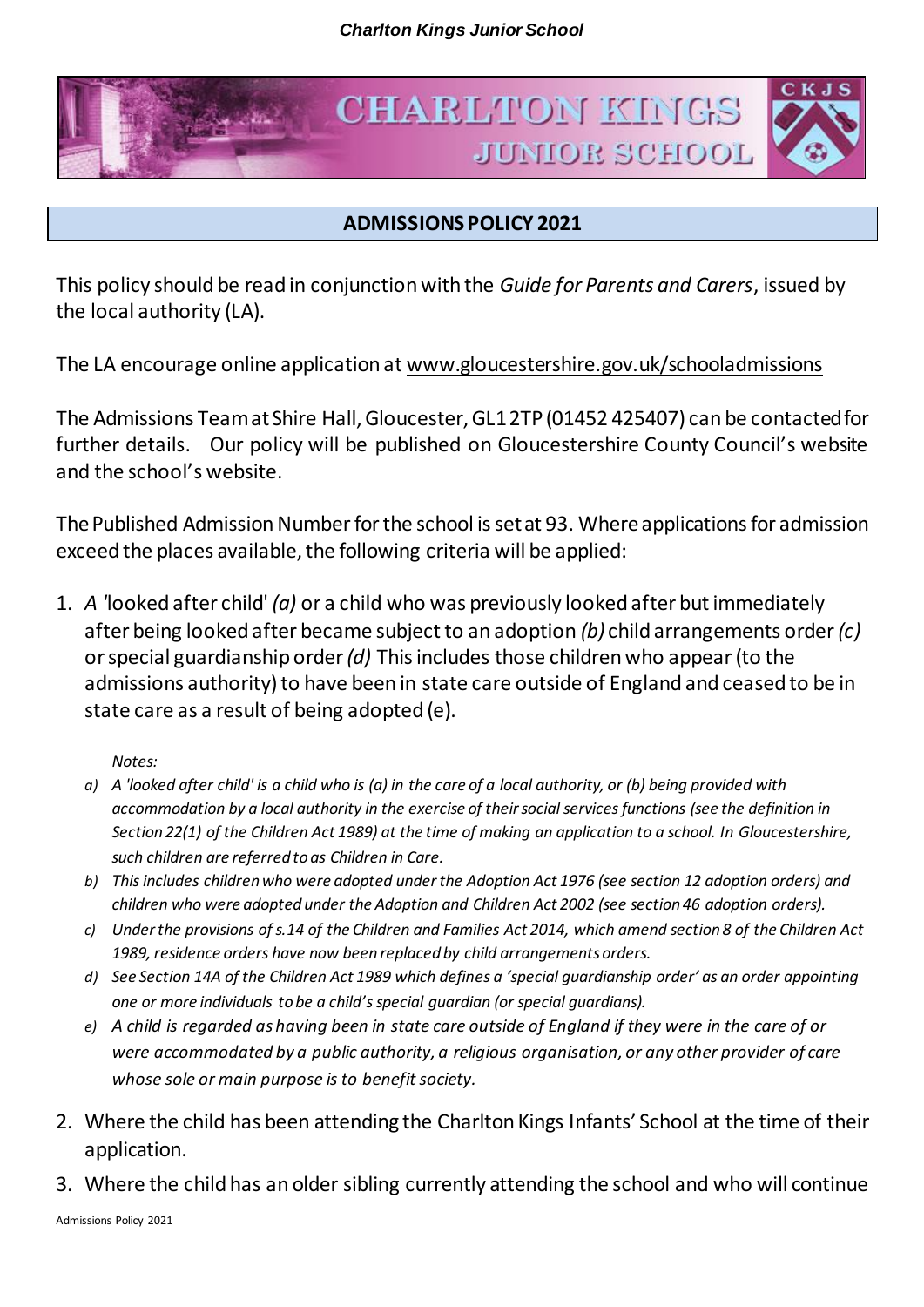# CHARLTON KINGS JUNIOR SCHOOL

## ADMISSIONS POLICY 2021

This policy should be read in conjunction with the *Guide for Parents and Carers*, issued by the local authority (LA).

The LA encourage online application at www.gloucestershire.gov.uk/schooladmissions

The Admissions Team at Shire Hall, Gloucester, GL1 2TP (01452 425407) can be contacted for further details. Our policy will be published on Gloucestershire County Council's website and the school's website.

The Published Admission Number for the school is set at 93. Where applications for admission exceed the places available, the following criteria will be applied:

1. *A* 'looked after child' *(a)* or a child who was previously looked after but immediately after being looked after became subject to an adoption *(b)* child arrangements order *(c)* or special guardianship order *(d)* This includes those children who appear (to the admissions authority) to have been in state care outside of England and ceased to be in state care as a result of being adopted (e).

   *Notes:*

   a) *A 'looked after child' is a child who is (a) in the care of a local authority, or (b) being provided with accommodation by a local authority in the exercise of their social services functions (see the definition in Section 22(1) of the Children Act 1989) at the time of making an application to a school. In Gloucestershire, such children are referred to as Children in Care.*
   b) *This includes children who were adopted under the Adoption Act 1976 (see section 12 adoption orders) and children who were adopted under the Adoption and Children Act 2002 (see section 46 adoption orders).*
   c) *Under the provisions of s.14 of the Children and Families Act 2014, which amend section 8 of the Children Act 1989, residence orders have now been replaced by child arrangements orders.*
   d) *See Section 14A of the Children Act 1989 which defines a 'special guardianship order' as an order appointing one or more individuals to be a child's special guardian (or special guardians).*
   e) *A child is regarded as having been in state care outside of England if they were in the care of or were accommodated by a public authority, a religious organisation, or any other provider of care whose sole or main purpose is to benefit society.*

2. Where the child has been attending the Charlton Kings Infants' School at the time of their application.
3. Where the child has an older sibling currently attending the school and who will continue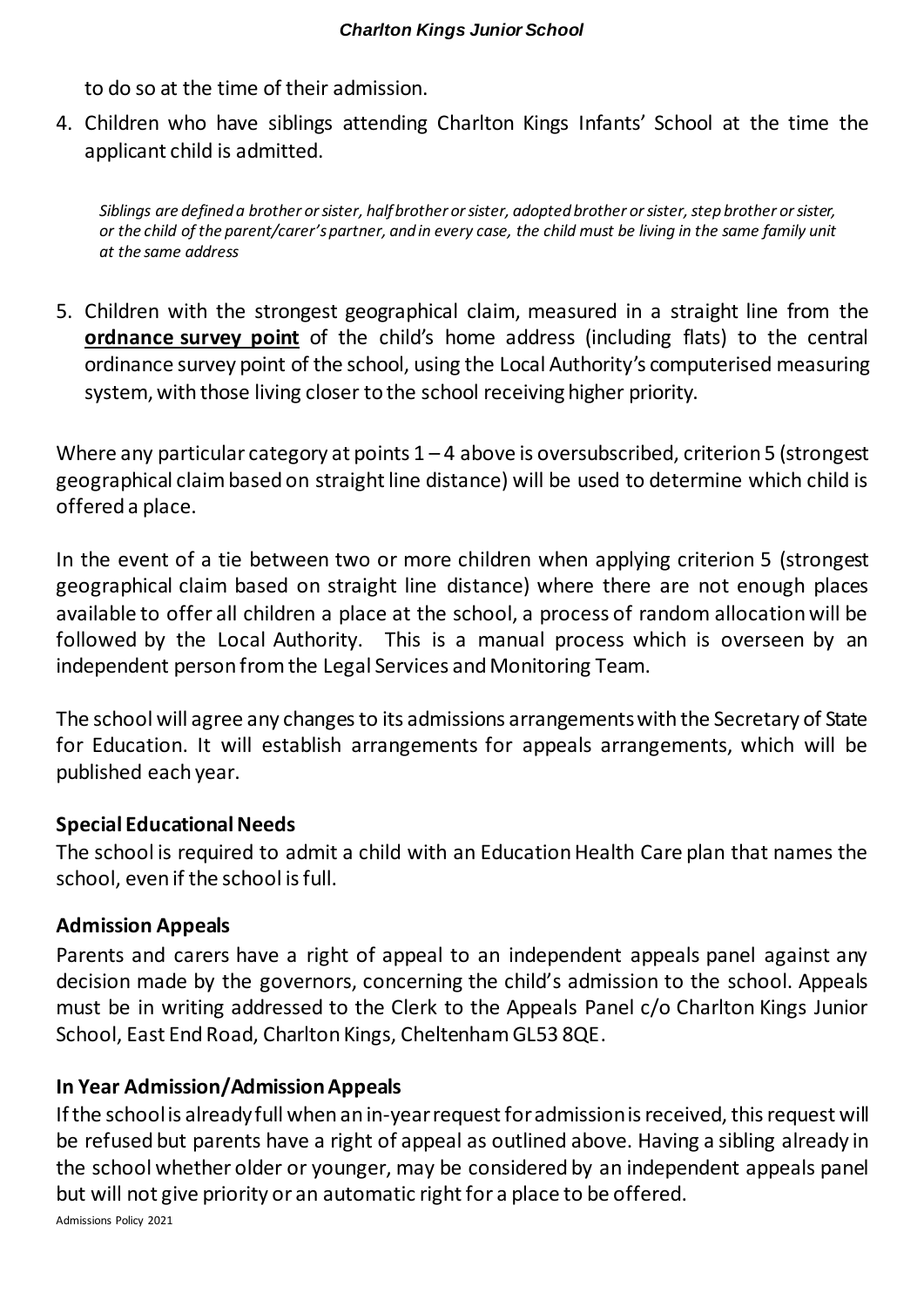to do so at the time of their admission.

4. Children who have siblings attending Charlton Kings Infants' School at the time the applicant child is admitted.

   *Siblings are defined a brother or sister, half brother or sister, adopted brother or sister, step brother or sister, or the child of the parent/carer's partner, and in every case, the child must be living in the same family unit at the same address*

5. Children with the strongest geographical claim, measured in a straight line from the **ordnance survey point** of the child's home address (including flats) to the central ordinance survey point of the school, using the Local Authority's computerised measuring system, with those living closer to the school receiving higher priority.

Where any particular category at points 1 – 4 above is oversubscribed, criterion 5 (strongest geographical claim based on straight line distance) will be used to determine which child is offered a place.

In the event of a tie between two or more children when applying criterion 5 (strongest geographical claim based on straight line distance) where there are not enough places available to offer all children a place at the school, a process of random allocation will be followed by the Local Authority. This is a manual process which is overseen by an independent person from the Legal Services and Monitoring Team.

The school will agree any changes to its admissions arrangements with the Secretary of State for Education. It will establish arrangements for appeals arrangements, which will be published each year.

**Special Educational Needs**

The school is required to admit a child with an Education Health Care plan that names the school, even if the school is full.

**Admission Appeals**

Parents and carers have a right of appeal to an independent appeals panel against any decision made by the governors, concerning the child's admission to the school. Appeals must be in writing addressed to the Clerk to the Appeals Panel c/o Charlton Kings Junior School, East End Road, Charlton Kings, Cheltenham GL53 8QE.

**In Year Admission/Admission Appeals**

If the school is already full when an in-year request for admission is received, this request will be refused but parents have a right of appeal as outlined above. Having a sibling already in the school whether older or younger, may be considered by an independent appeals panel but will not give priority or an automatic right for a place to be offered.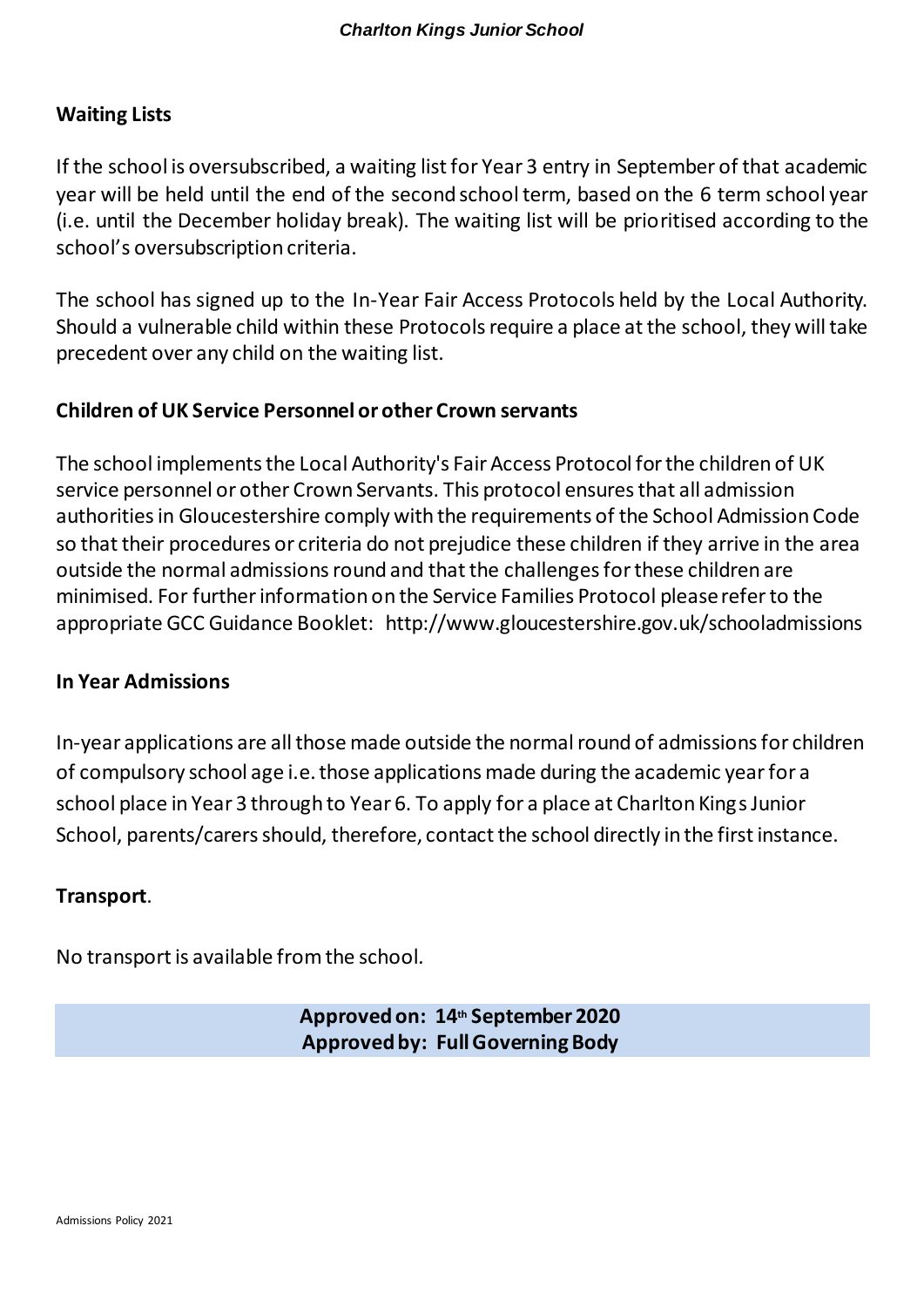## Waiting Lists

If the school is oversubscribed, a waiting list for Year 3 entry in September of that academic year will be held until the end of the second school term, based on the 6 term school year (i.e. until the December holiday break). The waiting list will be prioritised according to the school's oversubscription criteria.

The school has signed up to the In-Year Fair Access Protocols held by the Local Authority. Should a vulnerable child within these Protocols require a place at the school, they will take precedent over any child on the waiting list.

## Children of UK Service Personnel or other Crown servants

The school implements the Local Authority's Fair Access Protocol for the children of UK service personnel or other Crown Servants. This protocol ensures that all admission authorities in Gloucestershire comply with the requirements of the School Admission Code so that their procedures or criteria do not prejudice these children if they arrive in the area outside the normal admissions round and that the challenges for these children are minimised. For further information on the Service Families Protocol please refer to the appropriate GCC Guidance Booklet: http://www.gloucestershire.gov.uk/schooladmissions

## In Year Admissions

In-year applications are all those made outside the normal round of admissions for children of compulsory school age i.e. those applications made during the academic year for a school place in Year 3 through to Year 6. To apply for a place at Charlton Kings Junior School, parents/carers should, therefore, contact the school directly in the first instance.

## Transport.

No transport is available from the school.

**Approved on: 14th September 2020**
**Approved by: Full Governing Body**